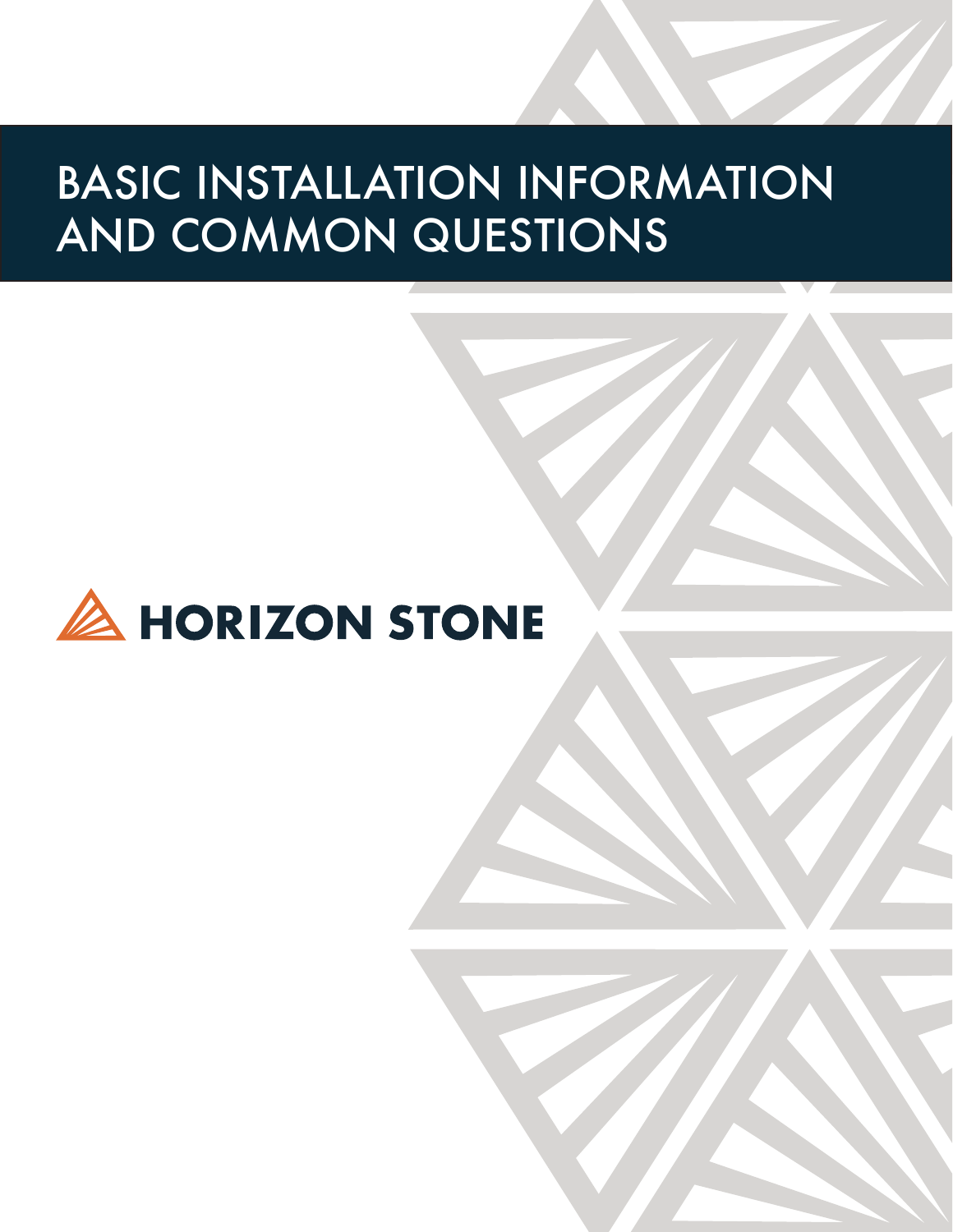# BASIC INSTALLATION INFORMATION AND COMMON QUESTIONS

HORIZON STONE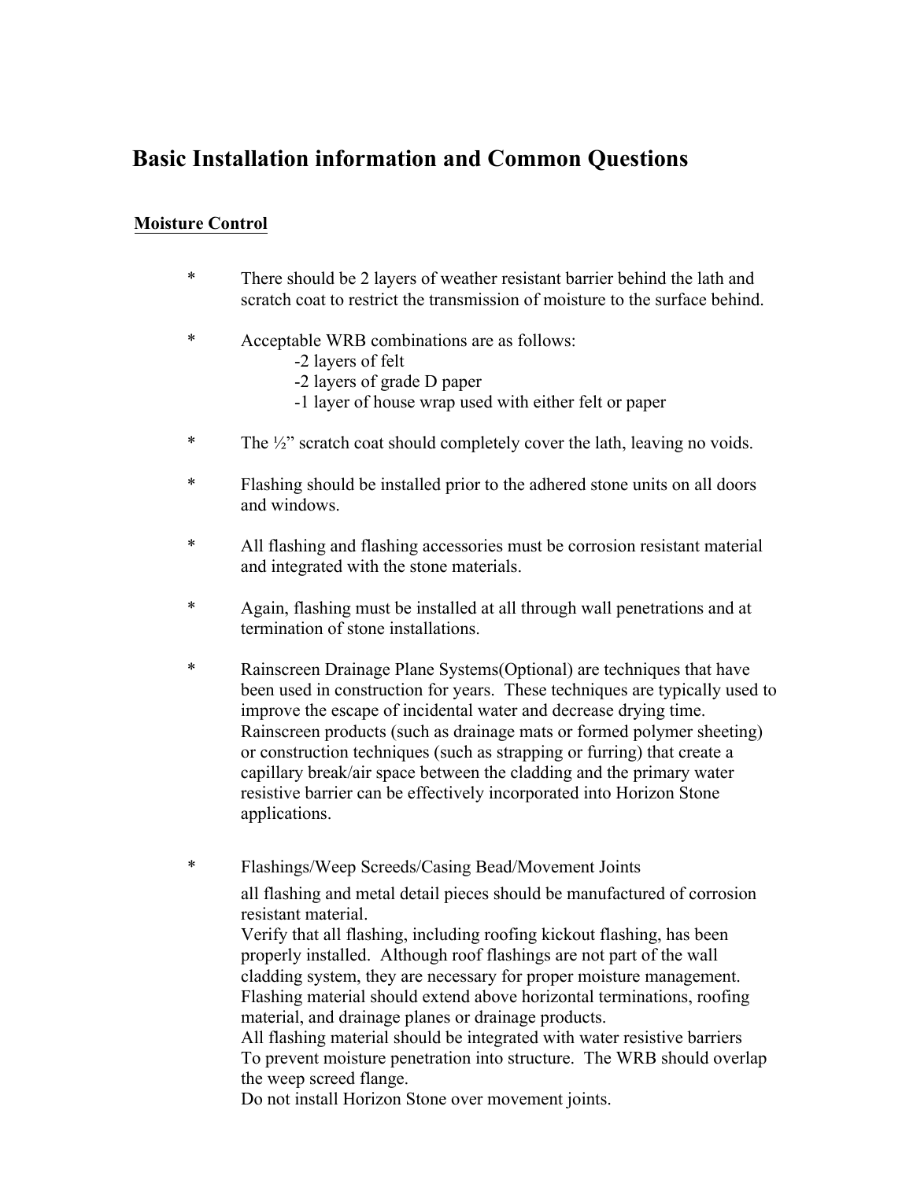# Basic Installation information and Common Questions

## Moisture Control

- There should be 2 layers of weather resistant barrier behind the lath and scratch coat to restrict the transmission of moisture to the surface behind.

- Acceptable WRB combinations are as follows:
  - 2 layers of felt
  - 2 layers of grade D paper
  - 1 layer of house wrap used with either felt or paper

- The ½" scratch coat should completely cover the lath, leaving no voids.

- Flashing should be installed prior to the adhered stone units on all doors and windows.

- All flashing and flashing accessories must be corrosion resistant material and integrated with the stone materials.

- Again, flashing must be installed at all through wall penetrations and at termination of stone installations.

- Rainscreen Drainage Plane Systems(Optional) are techniques that have been used in construction for years. These techniques are typically used to improve the escape of incidental water and decrease drying time. Rainscreen products (such as drainage mats or formed polymer sheeting) or construction techniques (such as strapping or furring) that create a capillary break/air space between the cladding and the primary water resistive barrier can be effectively incorporated into Horizon Stone applications.

- Flashings/Weep Screeds/Casing Bead/Movement Joints

  all flashing and metal detail pieces should be manufactured of corrosion resistant material.
  Verify that all flashing, including roofing kickout flashing, has been properly installed. Although roof flashings are not part of the wall cladding system, they are necessary for proper moisture management.
  Flashing material should extend above horizontal terminations, roofing material, and drainage planes or drainage products.
  All flashing material should be integrated with water resistive barriers To prevent moisture penetration into structure. The WRB should overlap the weep screed flange.
  Do not install Horizon Stone over movement joints.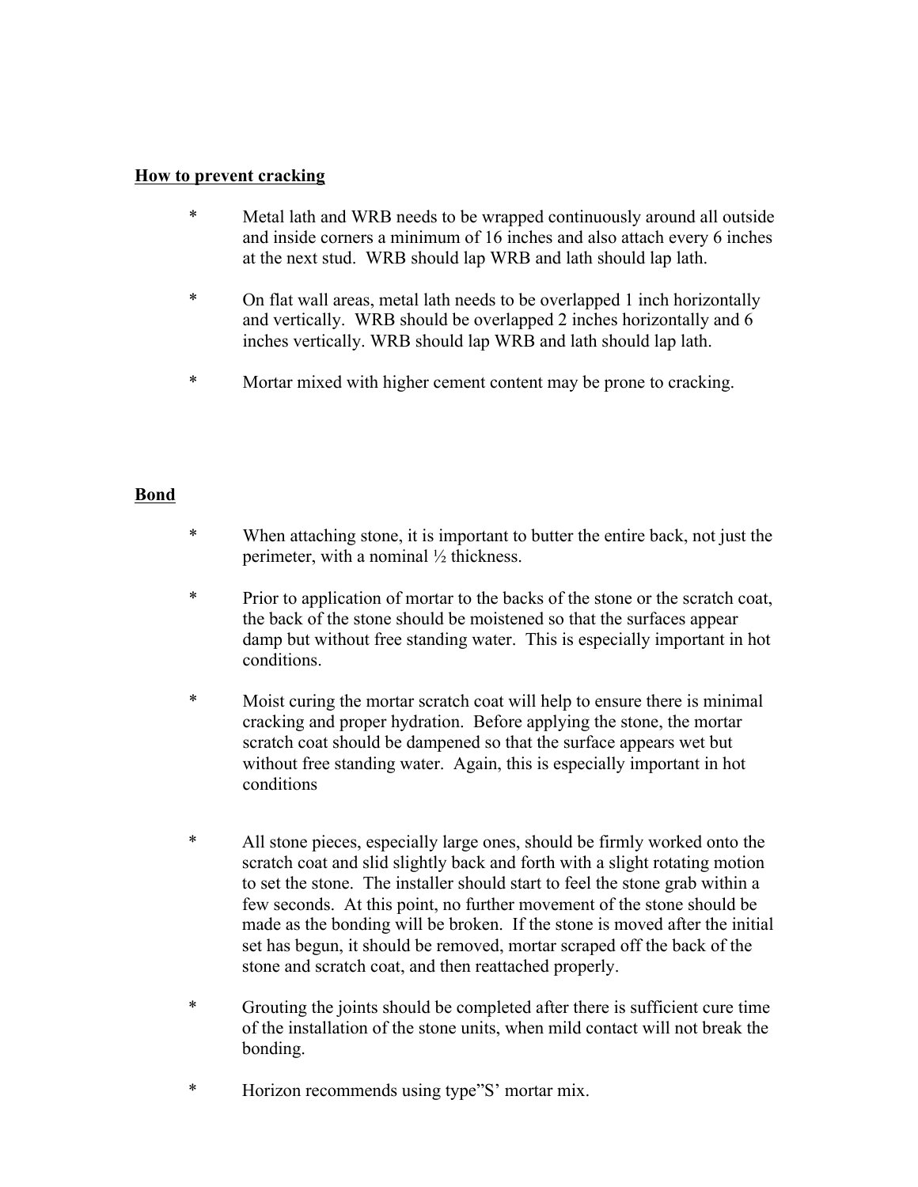**How to prevent cracking**

- Metal lath and WRB needs to be wrapped continuously around all outside and inside corners a minimum of 16 inches and also attach every 6 inches at the next stud. WRB should lap WRB and lath should lap lath.

- On flat wall areas, metal lath needs to be overlapped 1 inch horizontally and vertically. WRB should be overlapped 2 inches horizontally and 6 inches vertically. WRB should lap WRB and lath should lap lath.

- Mortar mixed with higher cement content may be prone to cracking.

**Bond**

- When attaching stone, it is important to butter the entire back, not just the perimeter, with a nominal ½ thickness.

- Prior to application of mortar to the backs of the stone or the scratch coat, the back of the stone should be moistened so that the surfaces appear damp but without free standing water. This is especially important in hot conditions.

- Moist curing the mortar scratch coat will help to ensure there is minimal cracking and proper hydration. Before applying the stone, the mortar scratch coat should be dampened so that the surface appears wet but without free standing water. Again, this is especially important in hot conditions

- All stone pieces, especially large ones, should be firmly worked onto the scratch coat and slid slightly back and forth with a slight rotating motion to set the stone. The installer should start to feel the stone grab within a few seconds. At this point, no further movement of the stone should be made as the bonding will be broken. If the stone is moved after the initial set has begun, it should be removed, mortar scraped off the back of the stone and scratch coat, and then reattached properly.

- Grouting the joints should be completed after there is sufficient cure time of the installation of the stone units, when mild contact will not break the bonding.

- Horizon recommends using type"S' mortar mix.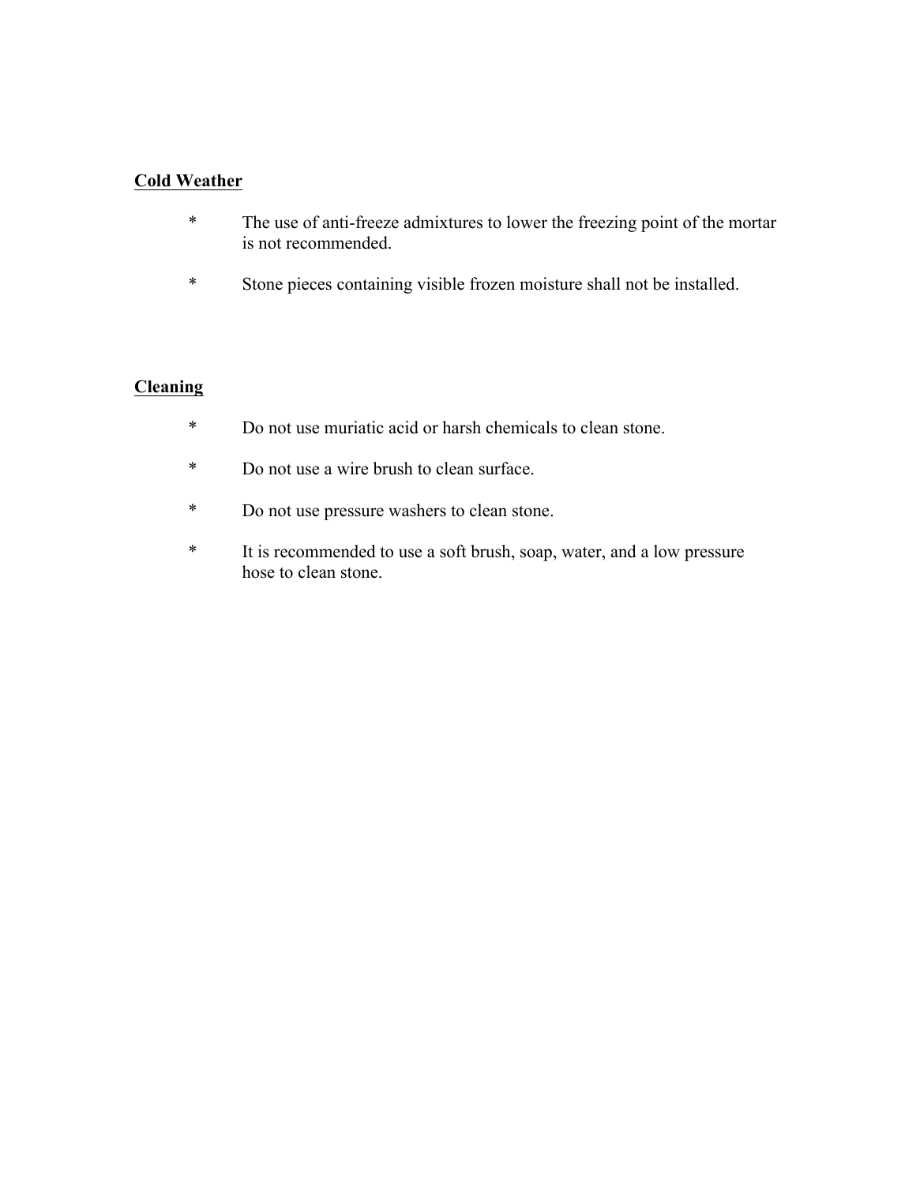## Cold Weather

* The use of anti-freeze admixtures to lower the freezing point of the mortar is not recommended.

* Stone pieces containing visible frozen moisture shall not be installed.

## Cleaning

* Do not use muriatic acid or harsh chemicals to clean stone.

* Do not use a wire brush to clean surface.

* Do not use pressure washers to clean stone.

* It is recommended to use a soft brush, soap, water, and a low pressure hose to clean stone.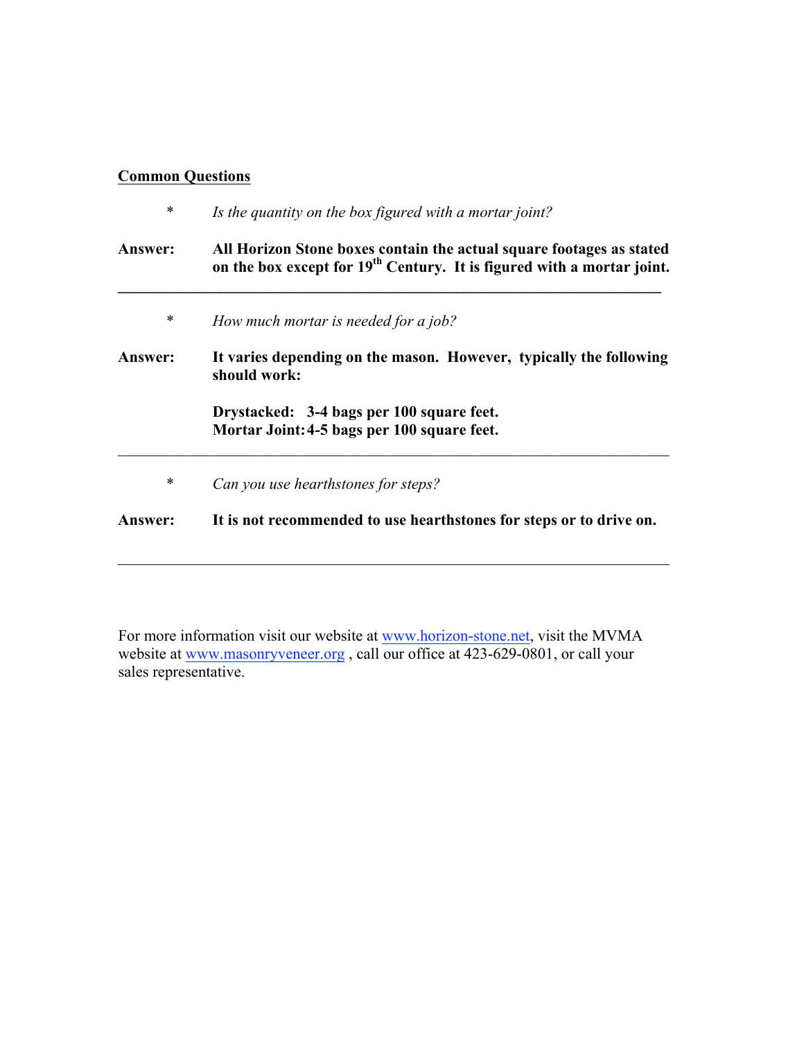**Common Questions**

\* *Is the quantity on the box figured with a mortar joint?*

**Answer:** **All Horizon Stone boxes contain the actual square footages as stated on the box except for 19th Century. It is figured with a mortar joint.**

---

\* *How much mortar is needed for a job?*

**Answer:** **It varies depending on the mason. However, typically the following should work:**

**Drystacked: 3-4 bags per 100 square feet.**
**Mortar Joint: 4-5 bags per 100 square feet.**

---

\* *Can you use hearthstones for steps?*

**Answer:** **It is not recommended to use hearthstones for steps or to drive on.**

---

For more information visit our website at www.horizon-stone.net, visit the MVMA website at www.masonryveneer.org , call our office at 423-629-0801, or call your sales representative.